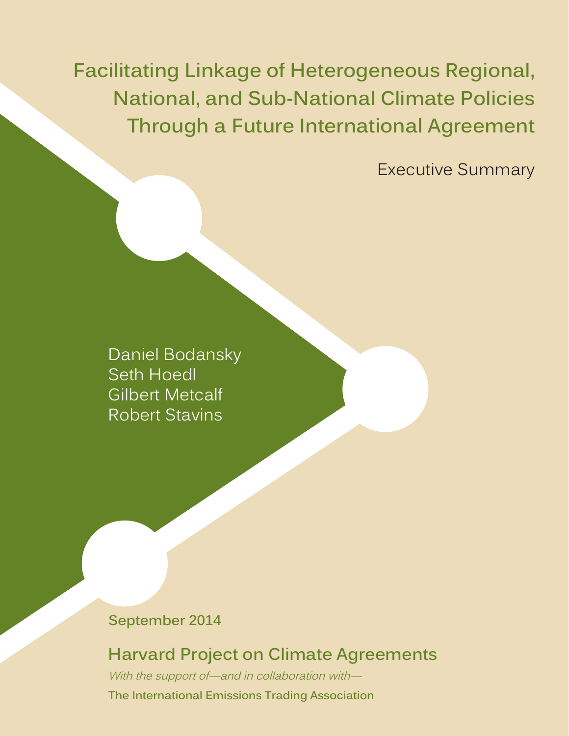# Facilitating Linkage of Heterogeneous Regional, National, and Sub-National Climate Policies Through a Future International Agreement

Executive Summary

Daniel Bodansky
Seth Hoedl
Gilbert Metcalf
Robert Stavins

**September 2014**

**Harvard Project on Climate Agreements**

*With the support of—and in collaboration with—*

**The International Emissions Trading Association**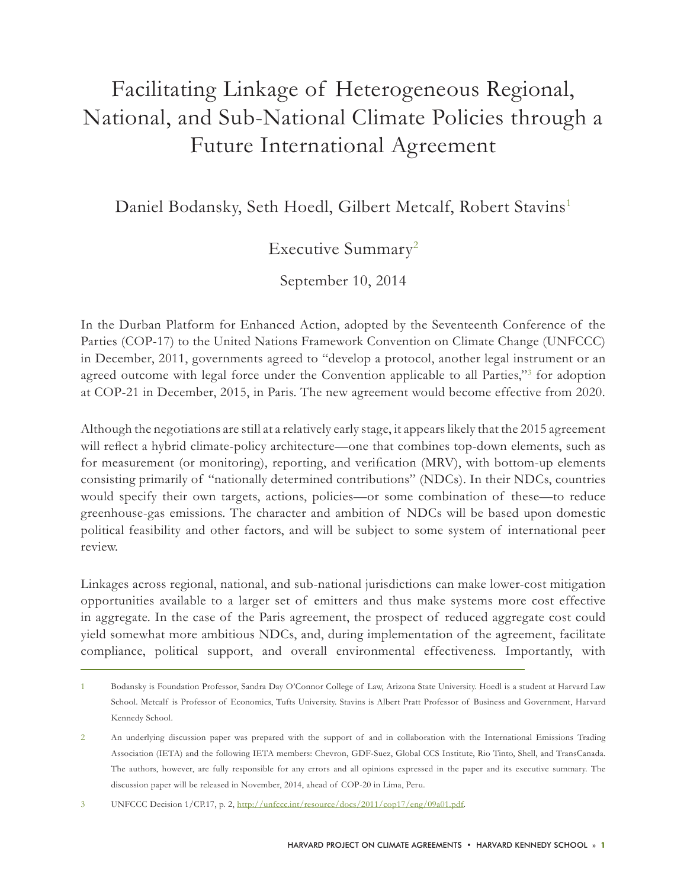# Facilitating Linkage of Heterogeneous Regional, National, and Sub-National Climate Policies through a Future International Agreement

Daniel Bodansky, Seth Hoedl, Gilbert Metcalf, Robert Stavins[1]

## Executive Summary[2]

September 10, 2014

In the Durban Platform for Enhanced Action, adopted by the Seventeenth Conference of the Parties (COP-17) to the United Nations Framework Convention on Climate Change (UNFCCC) in December, 2011, governments agreed to "develop a protocol, another legal instrument or an agreed outcome with legal force under the Convention applicable to all Parties,"[3] for adoption at COP-21 in December, 2015, in Paris. The new agreement would become effective from 2020.

Although the negotiations are still at a relatively early stage, it appears likely that the 2015 agreement will reflect a hybrid climate-policy architecture—one that combines top-down elements, such as for measurement (or monitoring), reporting, and verification (MRV), with bottom-up elements consisting primarily of "nationally determined contributions" (NDCs). In their NDCs, countries would specify their own targets, actions, policies—or some combination of these—to reduce greenhouse-gas emissions. The character and ambition of NDCs will be based upon domestic political feasibility and other factors, and will be subject to some system of international peer review.

Linkages across regional, national, and sub-national jurisdictions can make lower-cost mitigation opportunities available to a larger set of emitters and thus make systems more cost effective in aggregate. In the case of the Paris agreement, the prospect of reduced aggregate cost could yield somewhat more ambitious NDCs, and, during implementation of the agreement, facilitate compliance, political support, and overall environmental effectiveness. Importantly, with

---

1 Bodansky is Foundation Professor, Sandra Day O'Connor College of Law, Arizona State University. Hoedl is a student at Harvard Law School. Metcalf is Professor of Economics, Tufts University. Stavins is Albert Pratt Professor of Business and Government, Harvard Kennedy School.

2 An underlying discussion paper was prepared with the support of and in collaboration with the International Emissions Trading Association (IETA) and the following IETA members: Chevron, GDF-Suez, Global CCS Institute, Rio Tinto, Shell, and TransCanada. The authors, however, are fully responsible for any errors and all opinions expressed in the paper and its executive summary. The discussion paper will be released in November, 2014, ahead of COP-20 in Lima, Peru.

3 UNFCCC Decision 1/CP.17, p. 2, http://unfccc.int/resource/docs/2011/cop17/eng/09a01.pdf.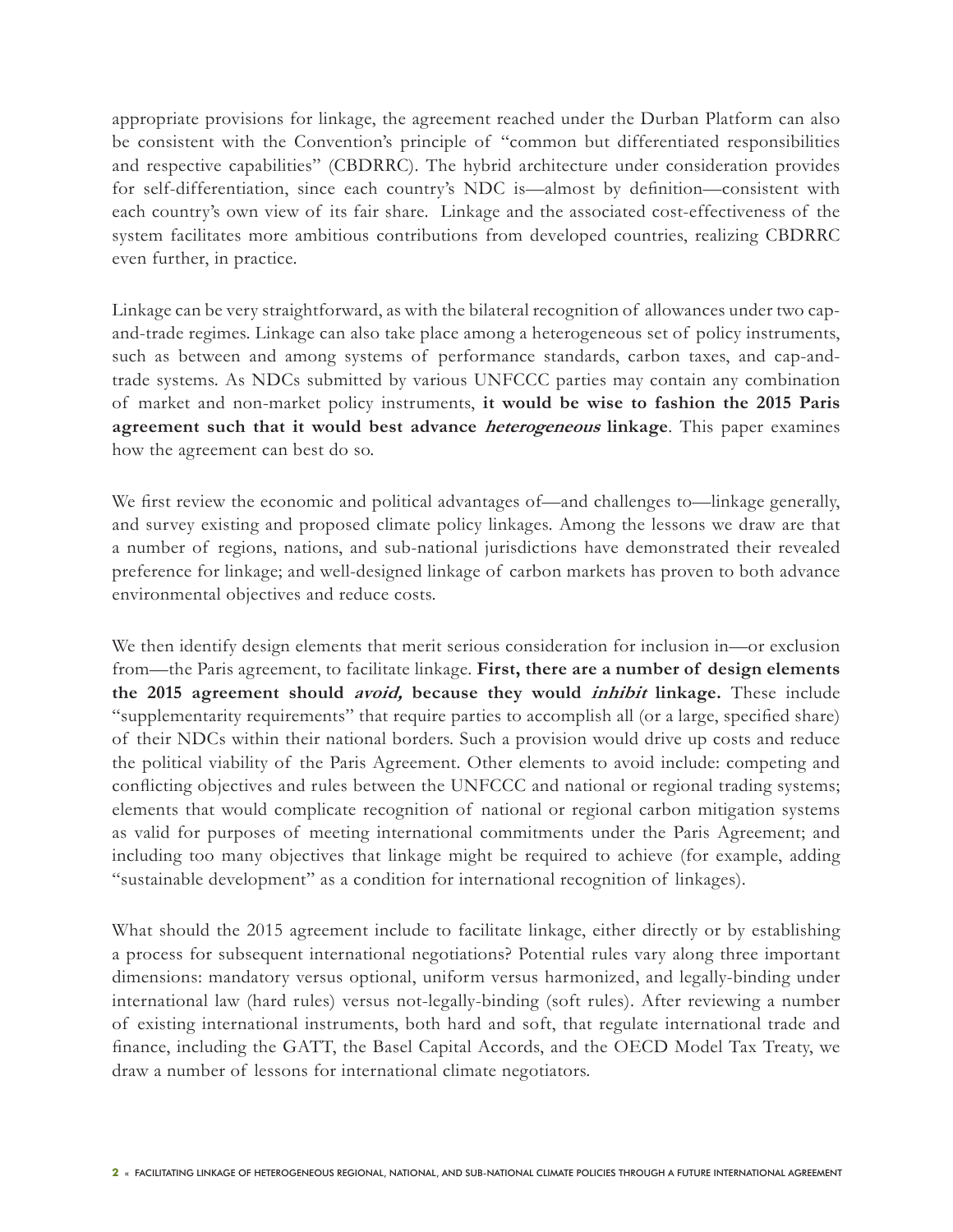appropriate provisions for linkage, the agreement reached under the Durban Platform can also be consistent with the Convention's principle of "common but differentiated responsibilities and respective capabilities" (CBDRRC). The hybrid architecture under consideration provides for self-differentiation, since each country's NDC is—almost by definition—consistent with each country's own view of its fair share. Linkage and the associated cost-effectiveness of the system facilitates more ambitious contributions from developed countries, realizing CBDRRC even further, in practice.

Linkage can be very straightforward, as with the bilateral recognition of allowances under two cap-and-trade regimes. Linkage can also take place among a heterogeneous set of policy instruments, such as between and among systems of performance standards, carbon taxes, and cap-and-trade systems. As NDCs submitted by various UNFCCC parties may contain any combination of market and non-market policy instruments, **it would be wise to fashion the 2015 Paris agreement such that it would best advance *heterogeneous* linkage**. This paper examines how the agreement can best do so.

We first review the economic and political advantages of—and challenges to—linkage generally, and survey existing and proposed climate policy linkages. Among the lessons we draw are that a number of regions, nations, and sub-national jurisdictions have demonstrated their revealed preference for linkage; and well-designed linkage of carbon markets has proven to both advance environmental objectives and reduce costs.

We then identify design elements that merit serious consideration for inclusion in—or exclusion from—the Paris agreement, to facilitate linkage. **First, there are a number of design elements the 2015 agreement should *avoid,* because they would *inhibit* linkage.** These include "supplementarity requirements" that require parties to accomplish all (or a large, specified share) of their NDCs within their national borders. Such a provision would drive up costs and reduce the political viability of the Paris Agreement. Other elements to avoid include: competing and conflicting objectives and rules between the UNFCCC and national or regional trading systems; elements that would complicate recognition of national or regional carbon mitigation systems as valid for purposes of meeting international commitments under the Paris Agreement; and including too many objectives that linkage might be required to achieve (for example, adding "sustainable development" as a condition for international recognition of linkages).

What should the 2015 agreement include to facilitate linkage, either directly or by establishing a process for subsequent international negotiations? Potential rules vary along three important dimensions: mandatory versus optional, uniform versus harmonized, and legally-binding under international law (hard rules) versus not-legally-binding (soft rules). After reviewing a number of existing international instruments, both hard and soft, that regulate international trade and finance, including the GATT, the Basel Capital Accords, and the OECD Model Tax Treaty, we draw a number of lessons for international climate negotiators.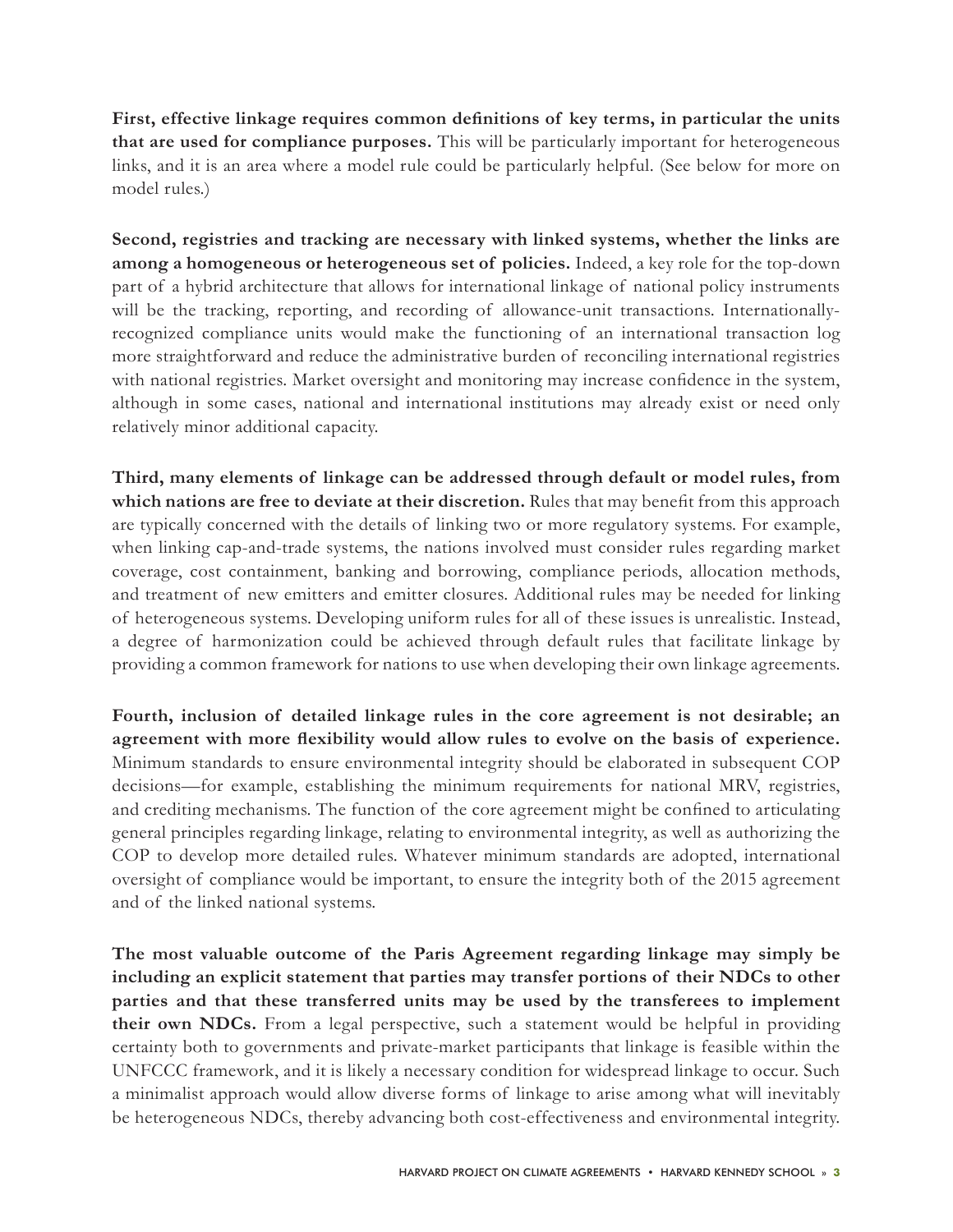**First, effective linkage requires common definitions of key terms, in particular the units that are used for compliance purposes.** This will be particularly important for heterogeneous links, and it is an area where a model rule could be particularly helpful. (See below for more on model rules.)

**Second, registries and tracking are necessary with linked systems, whether the links are among a homogeneous or heterogeneous set of policies.** Indeed, a key role for the top-down part of a hybrid architecture that allows for international linkage of national policy instruments will be the tracking, reporting, and recording of allowance-unit transactions. Internationally-recognized compliance units would make the functioning of an international transaction log more straightforward and reduce the administrative burden of reconciling international registries with national registries. Market oversight and monitoring may increase confidence in the system, although in some cases, national and international institutions may already exist or need only relatively minor additional capacity.

**Third, many elements of linkage can be addressed through default or model rules, from which nations are free to deviate at their discretion.** Rules that may benefit from this approach are typically concerned with the details of linking two or more regulatory systems. For example, when linking cap-and-trade systems, the nations involved must consider rules regarding market coverage, cost containment, banking and borrowing, compliance periods, allocation methods, and treatment of new emitters and emitter closures. Additional rules may be needed for linking of heterogeneous systems. Developing uniform rules for all of these issues is unrealistic. Instead, a degree of harmonization could be achieved through default rules that facilitate linkage by providing a common framework for nations to use when developing their own linkage agreements.

**Fourth, inclusion of detailed linkage rules in the core agreement is not desirable; an agreement with more flexibility would allow rules to evolve on the basis of experience.** Minimum standards to ensure environmental integrity should be elaborated in subsequent COP decisions—for example, establishing the minimum requirements for national MRV, registries, and crediting mechanisms. The function of the core agreement might be confined to articulating general principles regarding linkage, relating to environmental integrity, as well as authorizing the COP to develop more detailed rules. Whatever minimum standards are adopted, international oversight of compliance would be important, to ensure the integrity both of the 2015 agreement and of the linked national systems.

**The most valuable outcome of the Paris Agreement regarding linkage may simply be including an explicit statement that parties may transfer portions of their NDCs to other parties and that these transferred units may be used by the transferees to implement their own NDCs.** From a legal perspective, such a statement would be helpful in providing certainty both to governments and private-market participants that linkage is feasible within the UNFCCC framework, and it is likely a necessary condition for widespread linkage to occur. Such a minimalist approach would allow diverse forms of linkage to arise among what will inevitably be heterogeneous NDCs, thereby advancing both cost-effectiveness and environmental integrity.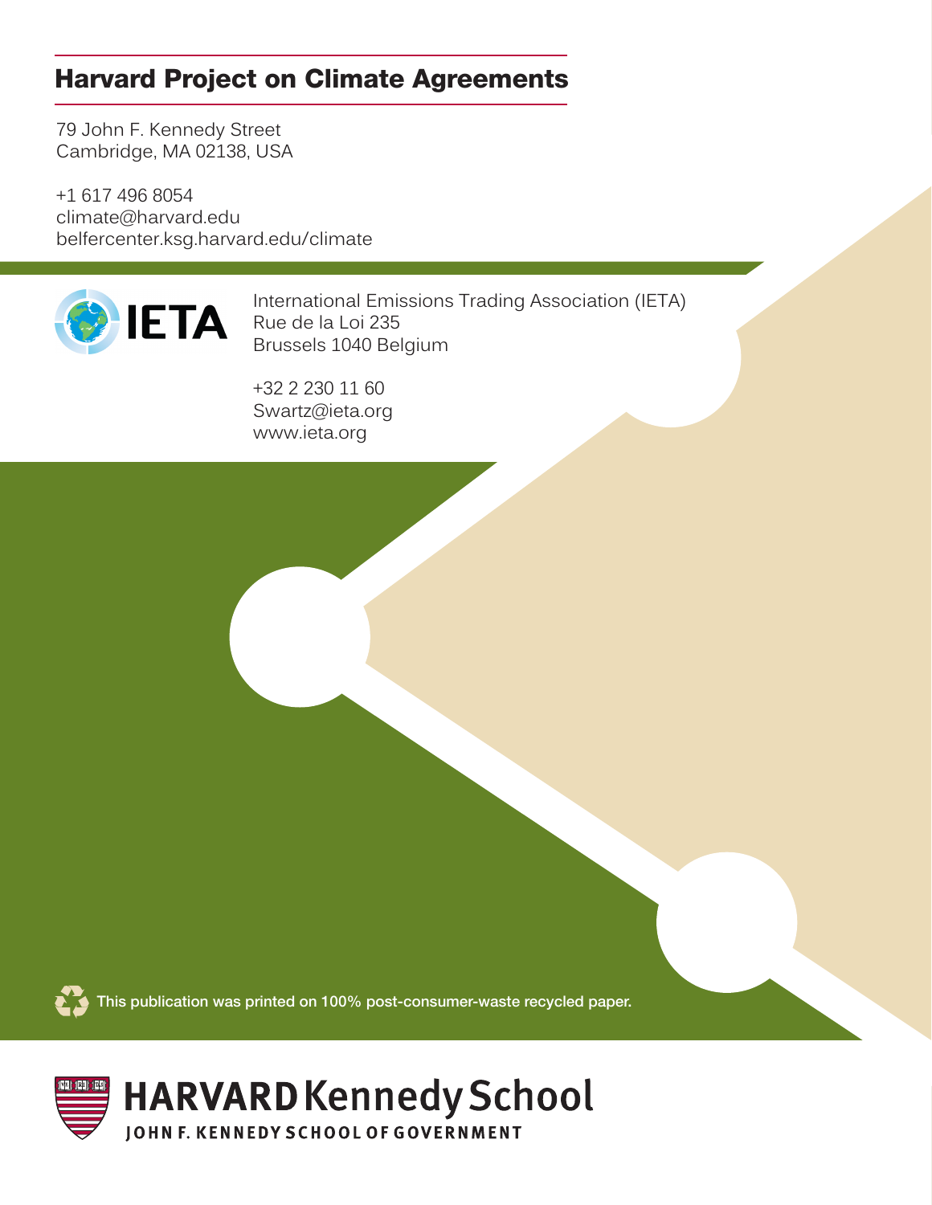## Harvard Project on Climate Agreements

79 John F. Kennedy Street
Cambridge, MA 02138, USA

+1 617 496 8054
climate@harvard.edu
belfercenter.ksg.harvard.edu/climate

IETA

International Emissions Trading Association (IETA)
Rue de la Loi 235
Brussels 1040 Belgium

+32 2 230 11 60
Swartz@ieta.org
www.ieta.org

This publication was printed on 100% post-consumer-waste recycled paper.

HARVARD Kennedy School
JOHN F. KENNEDY SCHOOL OF GOVERNMENT